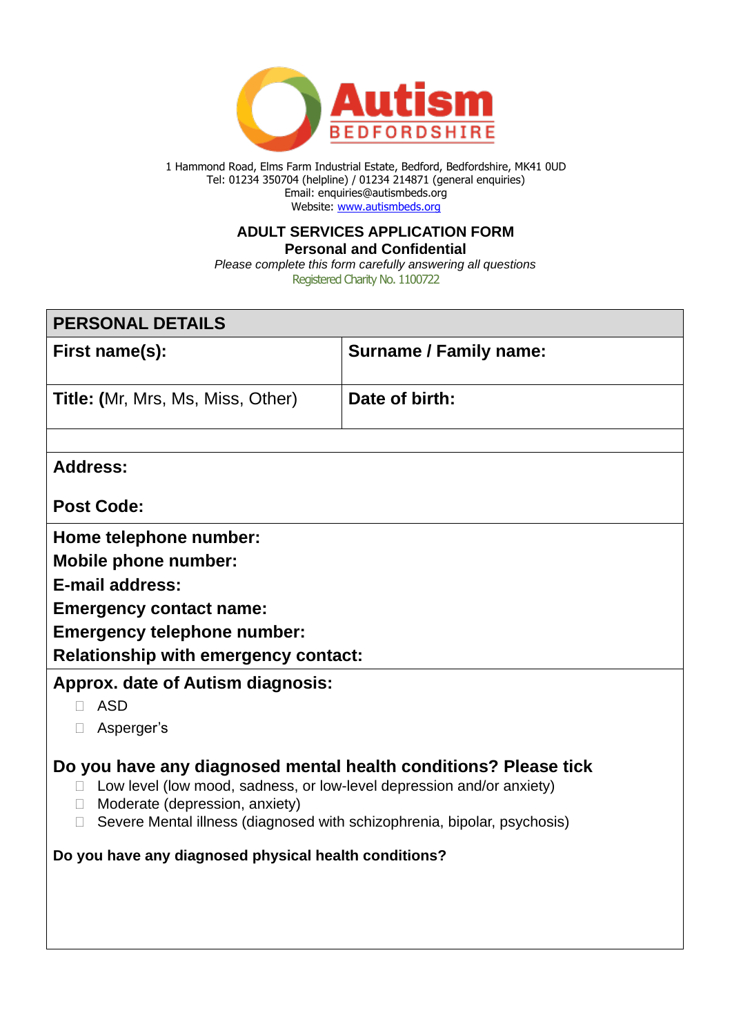Autism BEDFORDSHIRE

1 Hammond Road, Elms Farm Industrial Estate, Bedford, Bedfordshire, MK41 0UD
Tel: 01234 350704 (helpline) / 01234 214871 (general enquiries)
Email: enquiries@autismbeds.org
Website: [www.autismbeds.org](http://www.autismbeds.org)

# ADULT SERVICES APPLICATION FORM

## Personal and Confidential

*Please complete this form carefully answering all questions*

Registered Charity No. 1100722

| PERSONAL DETAILS | |
|---|---|
| **First name(s):** | **Surname / Family name:** |
| **Title: (**Mr, Mrs, Ms, Miss, Other) | **Date of birth:** |

**Address:**

**Post Code:**

**Home telephone number:**

**Mobile phone number:**

**E-mail address:**

**Emergency contact name:**

**Emergency telephone number:**

**Relationship with emergency contact:**

**Approx. date of Autism diagnosis:**

- ☐ ASD
- ☐ Asperger's

**Do you have any diagnosed mental health conditions? Please tick**

- ☐ Low level (low mood, sadness, or low-level depression and/or anxiety)
- ☐ Moderate (depression, anxiety)
- ☐ Severe Mental illness (diagnosed with schizophrenia, bipolar, psychosis)

**Do you have any diagnosed physical health conditions?**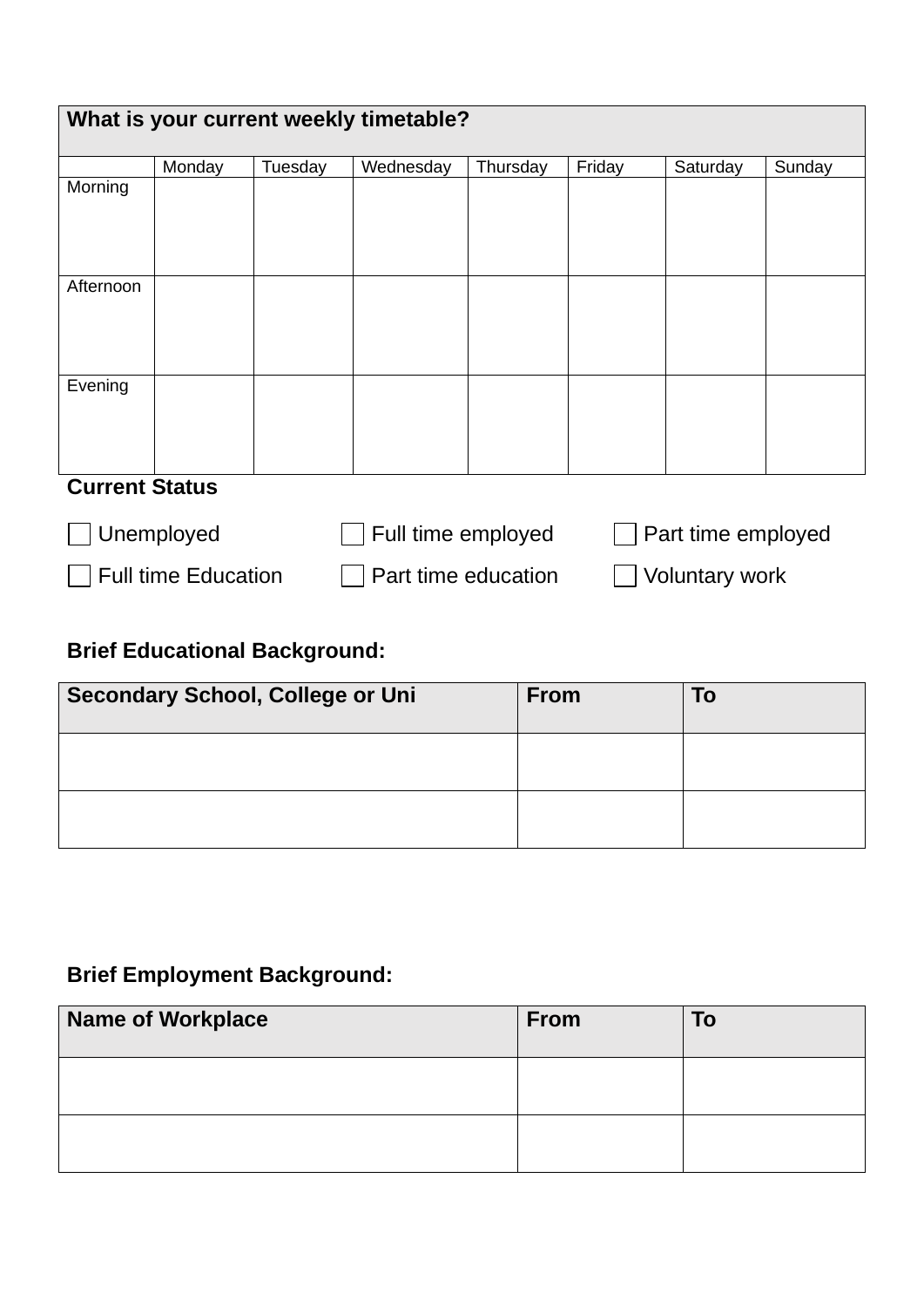| What is your current weekly timetable? | | | | | | | |
|---|---|---|---|---|---|---|---|
| | Monday | Tuesday | Wednesday | Thursday | Friday | Saturday | Sunday |
| Morning | | | | | | | |
| Afternoon | | | | | | | |
| Evening | | | | | | | |

**Current Status**

☐ Unemployed ☐ Full time employed ☐ Part time employed

☐ Full time Education ☐ Part time education ☐ Voluntary work

**Brief Educational Background:**

| Secondary School, College or Uni | From | To |
|---|---|---|
| | | |
| | | |

**Brief Employment Background:**

| Name of Workplace | From | To |
|---|---|---|
| | | |
| | | |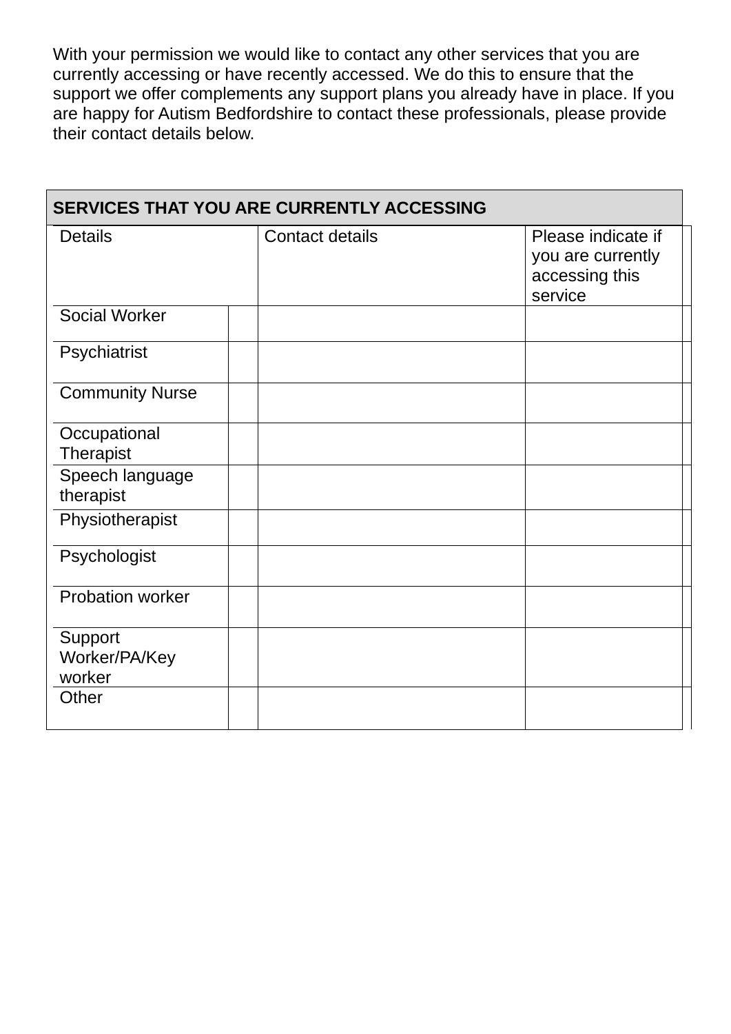With your permission we would like to contact any other services that you are currently accessing or have recently accessed. We do this to ensure that the support we offer complements any support plans you already have in place. If you are happy for Autism Bedfordshire to contact these professionals, please provide their contact details below.

| SERVICES THAT YOU ARE CURRENTLY ACCESSING | | | |
|---|---|---|---|
| Details | | Contact details | Please indicate if you are currently accessing this service |
| Social Worker | | | |
| Psychiatrist | | | |
| Community Nurse | | | |
| Occupational Therapist | | | |
| Speech language therapist | | | |
| Physiotherapist | | | |
| Psychologist | | | |
| Probation worker | | | |
| Support Worker/PA/Key worker | | | |
| Other | | | |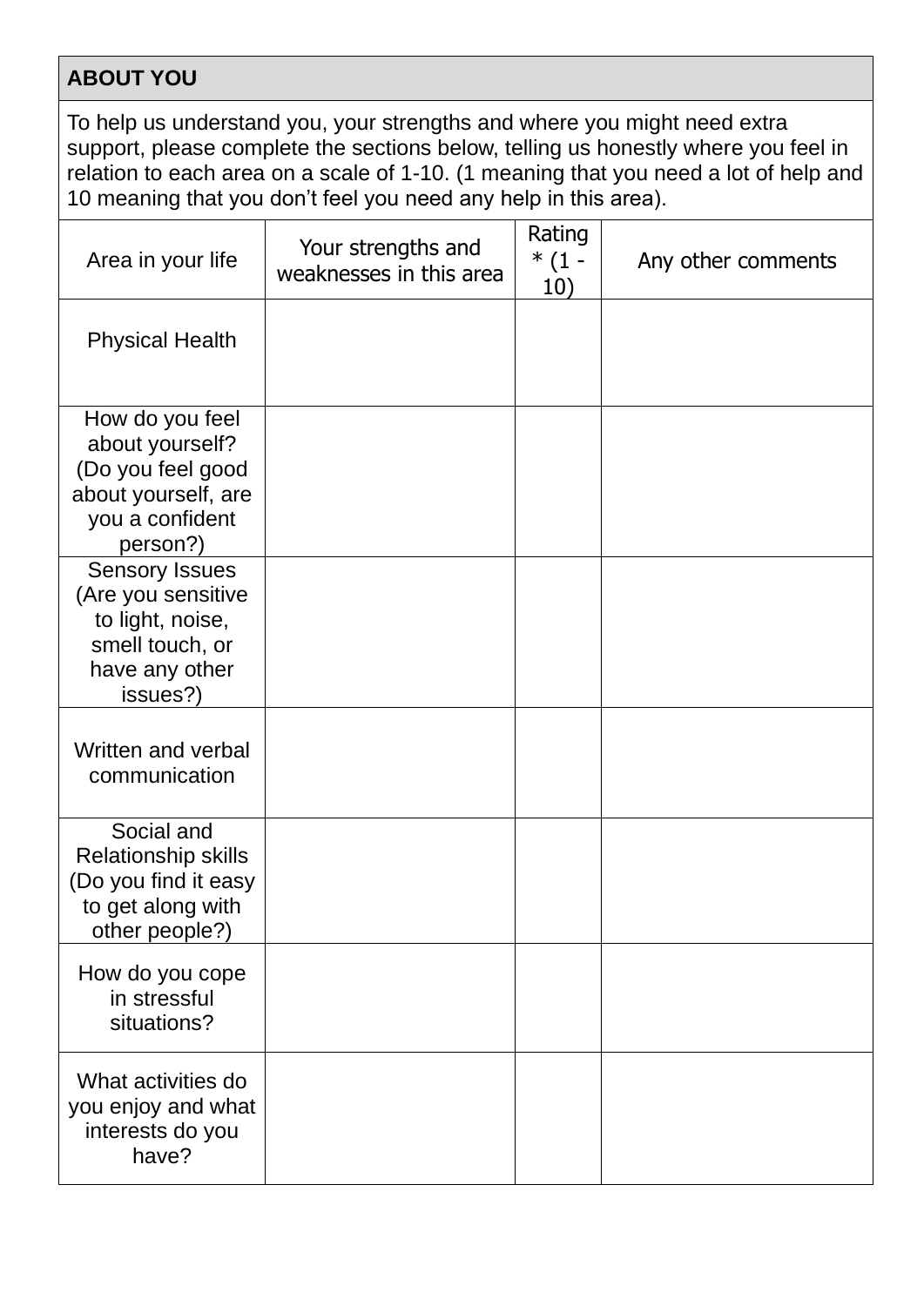| **ABOUT YOU** | | | |
|---|---|---|---|
| To help us understand you, your strengths and where you might need extra support, please complete the sections below, telling us honestly where you feel in relation to each area on a scale of 1-10. (1 meaning that you need a lot of help and 10 meaning that you don't feel you need any help in this area). | | | |
| Area in your life | Your strengths and weaknesses in this area | Rating * (1 - 10) | Any other comments |
| Physical Health | | | |
| How do you feel about yourself? (Do you feel good about yourself, are you a confident person?) | | | |
| Sensory Issues (Are you sensitive to light, noise, smell touch, or have any other issues?) | | | |
| Written and verbal communication | | | |
| Social and Relationship skills (Do you find it easy to get along with other people?) | | | |
| How do you cope in stressful situations? | | | |
| What activities do you enjoy and what interests do you have? | | | |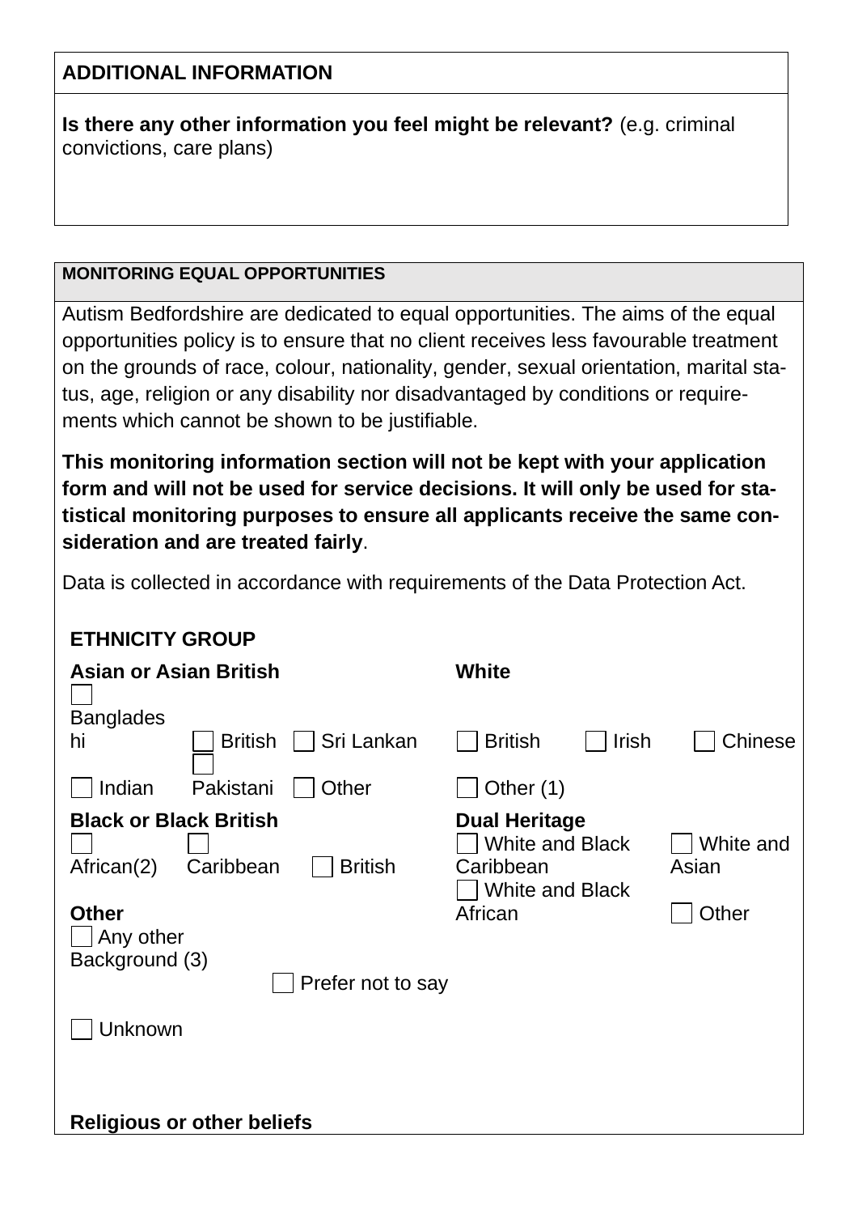## ADDITIONAL INFORMATION

**Is there any other information you feel might be relevant?** (e.g. criminal convictions, care plans)

## MONITORING EQUAL OPPORTUNITIES

Autism Bedfordshire are dedicated to equal opportunities. The aims of the equal opportunities policy is to ensure that no client receives less favourable treatment on the grounds of race, colour, nationality, gender, sexual orientation, marital status, age, religion or any disability nor disadvantaged by conditions or requirements which cannot be shown to be justifiable.

**This monitoring information section will not be kept with your application form and will not be used for service decisions. It will only be used for statistical monitoring purposes to ensure all applicants receive the same consideration and are treated fairly**.

Data is collected in accordance with requirements of the Data Protection Act.

### ETHNICITY GROUP

**Asian or Asian British**

- ☐ Bangladeshi
- ☐ British
- ☐ Sri Lankan
- ☐ Indian
- ☐ Pakistani
- ☐ Other

**White**

- ☐ British
- ☐ Irish
- ☐ Chinese
- ☐ Other (1)

**Black or Black British**

- ☐ African(2)
- ☐ Caribbean
- ☐ British

**Dual Heritage**

- ☐ White and Black Caribbean
- ☐ White and Asian
- ☐ White and Black African
- ☐ Other

**Other**

- ☐ Any other Background (3)

☐ Prefer not to say

☐ Unknown

**Religious or other beliefs**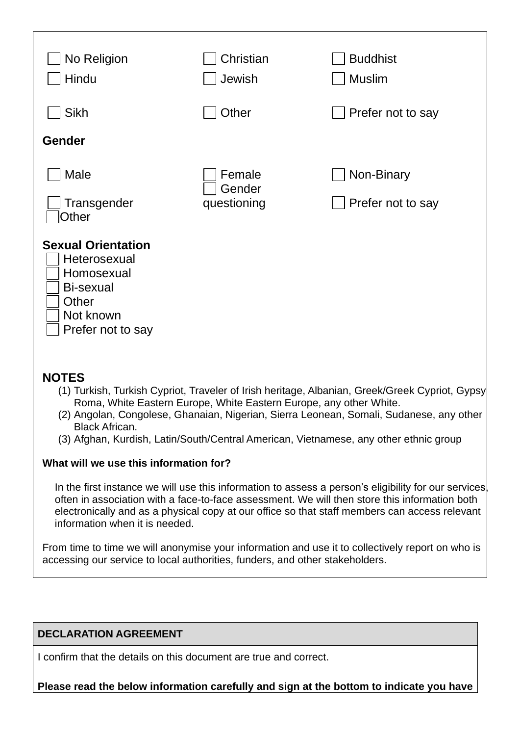- [ ] No Religion
- [ ] Christian
- [ ] Buddhist
- [ ] Hindu
- [ ] Jewish
- [ ] Muslim
- [ ] Sikh
- [ ] Other
- [ ] Prefer not to say

**Gender**

- [ ] Male
- [ ] Female
- [ ] Non-Binary
- [ ] Transgender
- [ ] Gender questioning
- [ ] Prefer not to say
- [ ] Other

**Sexual Orientation**

- [ ] Heterosexual
- [ ] Homosexual
- [ ] Bi-sexual
- [ ] Other
- [ ] Not known
- [ ] Prefer not to say

**NOTES**

(1) Turkish, Turkish Cypriot, Traveler of Irish heritage, Albanian, Greek/Greek Cypriot, Gypsy Roma, White Eastern Europe, White Eastern Europe, any other White.
(2) Angolan, Congolese, Ghanaian, Nigerian, Sierra Leonean, Somali, Sudanese, any other Black African.
(3) Afghan, Kurdish, Latin/South/Central American, Vietnamese, any other ethnic group

**What will we use this information for?**

In the first instance we will use this information to assess a person's eligibility for our services, often in association with a face-to-face assessment. We will then store this information both electronically and as a physical copy at our office so that staff members can access relevant information when it is needed.

From time to time we will anonymise your information and use it to collectively report on who is accessing our service to local authorities, funders, and other stakeholders.

| DECLARATION AGREEMENT |
| --- |
| I confirm that the details on this document are true and correct.<br><br>**Please read the below information carefully and sign at the bottom to indicate you have** |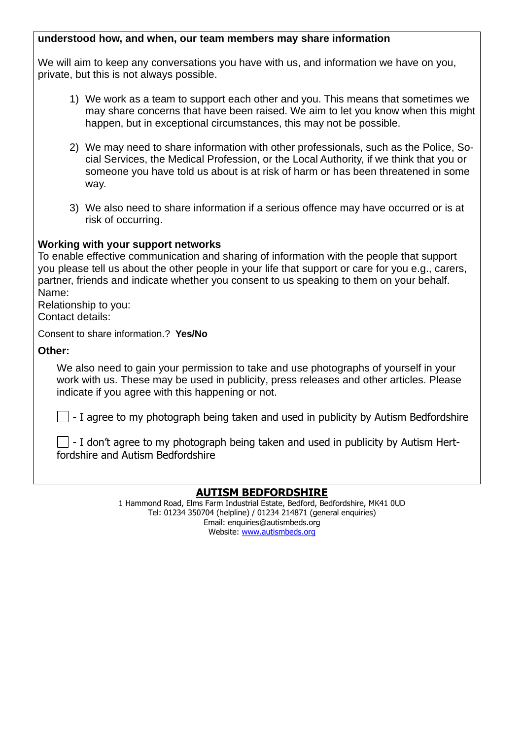**understood how, and when, our team members may share information**

We will aim to keep any conversations you have with us, and information we have on you, private, but this is not always possible.

1) We work as a team to support each other and you. This means that sometimes we may share concerns that have been raised. We aim to let you know when this might happen, but in exceptional circumstances, this may not be possible.

2) We may need to share information with other professionals, such as the Police, Social Services, the Medical Profession, or the Local Authority, if we think that you or someone you have told us about is at risk of harm or has been threatened in some way.

3) We also need to share information if a serious offence may have occurred or is at risk of occurring.

**Working with your support networks**

To enable effective communication and sharing of information with the people that support you please tell us about the other people in your life that support or care for you e.g., carers, partner, friends and indicate whether you consent to us speaking to them on your behalf.

Name:

Relationship to you:

Contact details:

Consent to share information.? **Yes/No**

**Other:**

We also need to gain your permission to take and use photographs of yourself in your work with us. These may be used in publicity, press releases and other articles. Please indicate if you agree with this happening or not.

☐ - I agree to my photograph being taken and used in publicity by Autism Bedfordshire

☐ - I don't agree to my photograph being taken and used in publicity by Autism Hertfordshire and Autism Bedfordshire

**AUTISM BEDFORDSHIRE**

1 Hammond Road, Elms Farm Industrial Estate, Bedford, Bedfordshire, MK41 0UD
Tel: 01234 350704 (helpline) / 01234 214871 (general enquiries)
Email: enquiries@autismbeds.org
Website: www.autismbeds.org